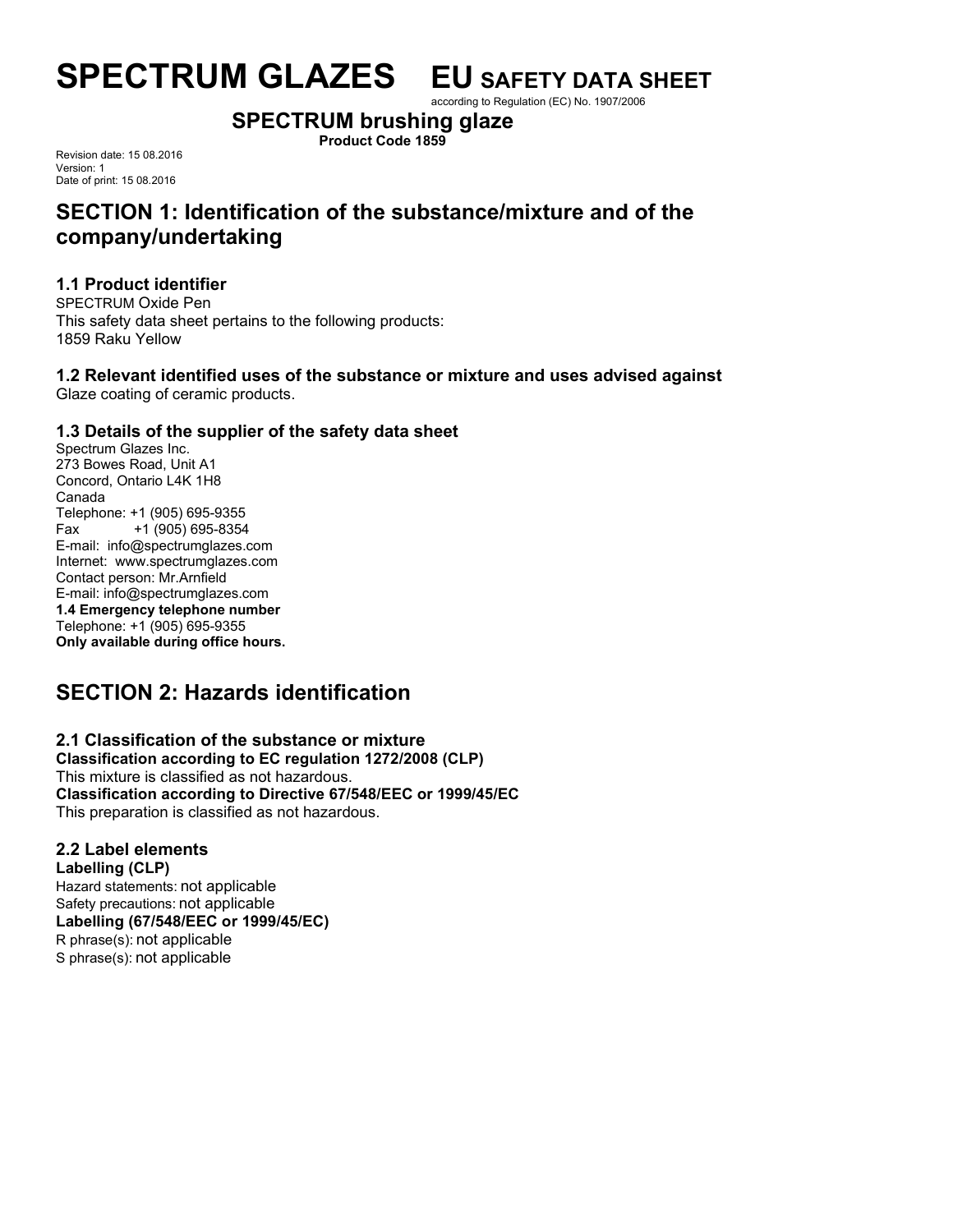# SPECTRUM GLAZES EU SAFETY DATA SHEET

according to Regulation (EC) No. 1907/2006

**SPECTRUM brushing glaze**

**Product Code 1859**

Revision date: 15 08.2016
Version: 1
Date of print: 15 08.2016

## SECTION 1: Identification of the substance/mixture and of the company/undertaking

### 1.1 Product identifier

SPECTRUM Oxide Pen
This safety data sheet pertains to the following products:
1859 Raku Yellow

### 1.2 Relevant identified uses of the substance or mixture and uses advised against

Glaze coating of ceramic products.

### 1.3 Details of the supplier of the safety data sheet

Spectrum Glazes Inc.
273 Bowes Road, Unit A1
Concord, Ontario L4K 1H8
Canada
Telephone: +1 (905) 695-9355
Fax +1 (905) 695-8354
E-mail: info@spectrumglazes.com
Internet: www.spectrumglazes.com
Contact person: Mr.Arnfield
E-mail: info@spectrumglazes.com

**1.4 Emergency telephone number**

Telephone: +1 (905) 695-9355
**Only available during office hours.**

## SECTION 2: Hazards identification

### 2.1 Classification of the substance or mixture

**Classification according to EC regulation 1272/2008 (CLP)**
This mixture is classified as not hazardous.
**Classification according to Directive 67/548/EEC or 1999/45/EC**
This preparation is classified as not hazardous.

### 2.2 Label elements

**Labelling (CLP)**
Hazard statements: not applicable
Safety precautions: not applicable
**Labelling (67/548/EEC or 1999/45/EC)**
R phrase(s): not applicable
S phrase(s): not applicable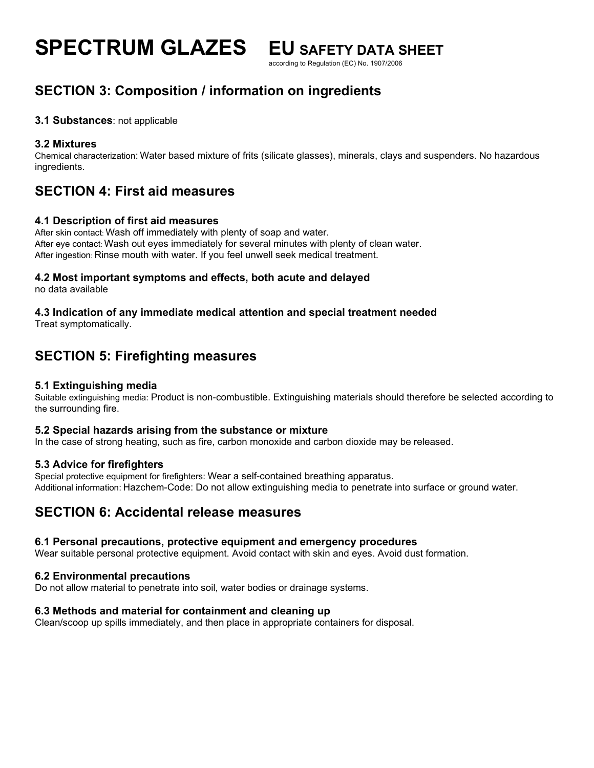## SECTION 3: Composition / information on ingredients

**3.1 Substances**: not applicable

**3.2 Mixtures**

Chemical characterization: Water based mixture of frits (silicate glasses), minerals, clays and suspenders. No hazardous ingredients.

## SECTION 4: First aid measures

**4.1 Description of first aid measures**

After skin contact: Wash off immediately with plenty of soap and water.
After eye contact: Wash out eyes immediately for several minutes with plenty of clean water.
After ingestion: Rinse mouth with water. If you feel unwell seek medical treatment.

**4.2 Most important symptoms and effects, both acute and delayed**

no data available

**4.3 Indication of any immediate medical attention and special treatment needed**

Treat symptomatically.

## SECTION 5: Firefighting measures

**5.1 Extinguishing media**

Suitable extinguishing media: Product is non-combustible. Extinguishing materials should therefore be selected according to the surrounding fire.

**5.2 Special hazards arising from the substance or mixture**

In the case of strong heating, such as fire, carbon monoxide and carbon dioxide may be released.

**5.3 Advice for firefighters**

Special protective equipment for firefighters: Wear a self-contained breathing apparatus.
Additional information: Hazchem-Code: Do not allow extinguishing media to penetrate into surface or ground water.

## SECTION 6: Accidental release measures

**6.1 Personal precautions, protective equipment and emergency procedures**

Wear suitable personal protective equipment. Avoid contact with skin and eyes. Avoid dust formation.

**6.2 Environmental precautions**

Do not allow material to penetrate into soil, water bodies or drainage systems.

**6.3 Methods and material for containment and cleaning up**

Clean/scoop up spills immediately, and then place in appropriate containers for disposal.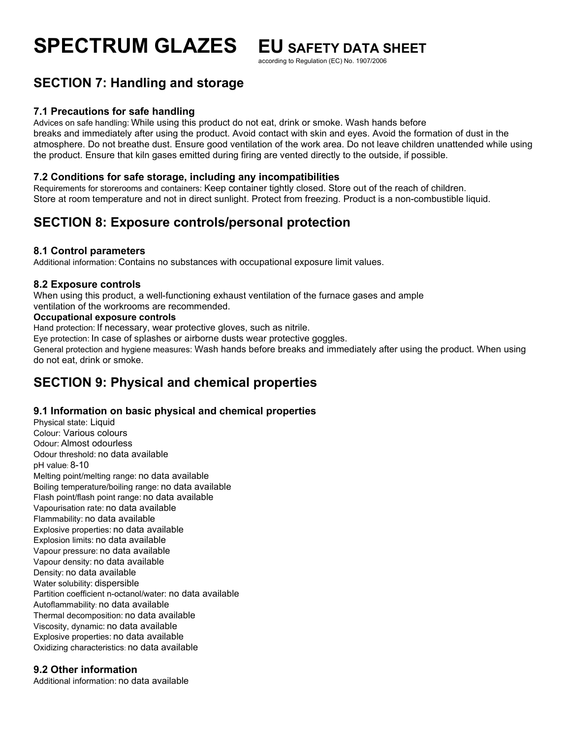# SPECTRUM GLAZES EU SAFETY DATA SHEET

according to Regulation (EC) No. 1907/2006

## SECTION 7: Handling and storage

### 7.1 Precautions for safe handling

Advices on safe handling: While using this product do not eat, drink or smoke. Wash hands before breaks and immediately after using the product. Avoid contact with skin and eyes. Avoid the formation of dust in the atmosphere. Do not breathe dust. Ensure good ventilation of the work area. Do not leave children unattended while using the product. Ensure that kiln gases emitted during firing are vented directly to the outside, if possible.

### 7.2 Conditions for safe storage, including any incompatibilities

Requirements for storerooms and containers: Keep container tightly closed. Store out of the reach of children. Store at room temperature and not in direct sunlight. Protect from freezing. Product is a non-combustible liquid.

## SECTION 8: Exposure controls/personal protection

### 8.1 Control parameters

Additional information: Contains no substances with occupational exposure limit values.

### 8.2 Exposure controls

When using this product, a well-functioning exhaust ventilation of the furnace gases and ample ventilation of the workrooms are recommended.

**Occupational exposure controls**

Hand protection: If necessary, wear protective gloves, such as nitrile.

Eye protection: In case of splashes or airborne dusts wear protective goggles.

General protection and hygiene measures: Wash hands before breaks and immediately after using the product. When using do not eat, drink or smoke.

## SECTION 9: Physical and chemical properties

### 9.1 Information on basic physical and chemical properties

Physical state: Liquid
Colour: Various colours
Odour: Almost odourless
Odour threshold: no data available
pH value: 8-10
Melting point/melting range: no data available
Boiling temperature/boiling range: no data available
Flash point/flash point range: no data available
Vapourisation rate: no data available
Flammability: no data available
Explosive properties: no data available
Explosion limits: no data available
Vapour pressure: no data available
Vapour density: no data available
Density: no data available
Water solubility: dispersible
Partition coefficient n-octanol/water: no data available
Autoflammability: no data available
Thermal decomposition: no data available
Viscosity, dynamic: no data available
Explosive properties: no data available
Oxidizing characteristics: no data available

### 9.2 Other information

Additional information: no data available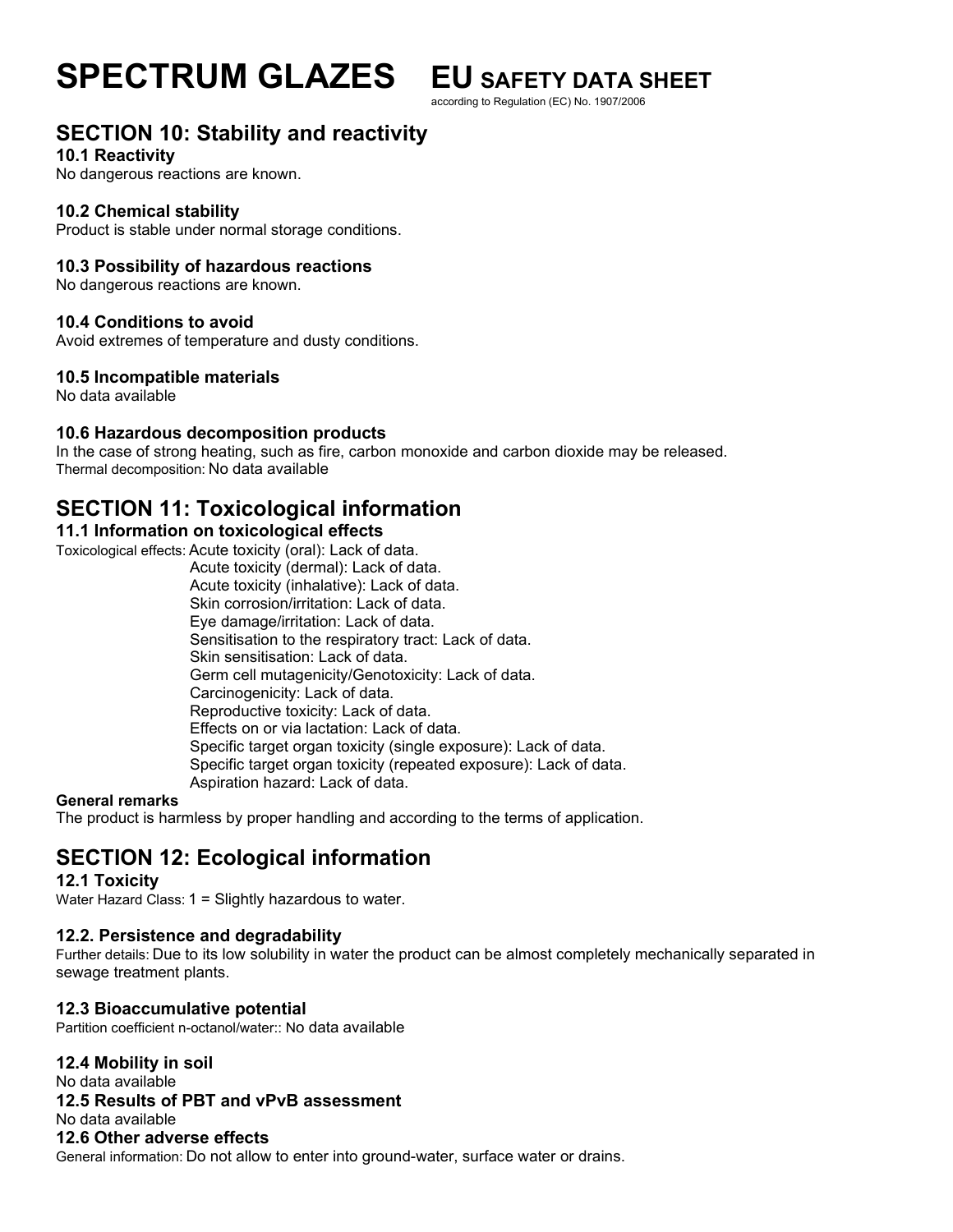# SPECTRUM GLAZES EU SAFETY DATA SHEET

according to Regulation (EC) No. 1907/2006

## SECTION 10: Stability and reactivity

### 10.1 Reactivity

No dangerous reactions are known.

### 10.2 Chemical stability

Product is stable under normal storage conditions.

### 10.3 Possibility of hazardous reactions

No dangerous reactions are known.

### 10.4 Conditions to avoid

Avoid extremes of temperature and dusty conditions.

### 10.5 Incompatible materials

No data available

### 10.6 Hazardous decomposition products

In the case of strong heating, such as fire, carbon monoxide and carbon dioxide may be released.

Thermal decomposition: No data available

## SECTION 11: Toxicological information

### 11.1 Information on toxicological effects

Toxicological effects: Acute toxicity (oral): Lack of data.
Acute toxicity (dermal): Lack of data.
Acute toxicity (inhalative): Lack of data.
Skin corrosion/irritation: Lack of data.
Eye damage/irritation: Lack of data.
Sensitisation to the respiratory tract: Lack of data.
Skin sensitisation: Lack of data.
Germ cell mutagenicity/Genotoxicity: Lack of data.
Carcinogenicity: Lack of data.
Reproductive toxicity: Lack of data.
Effects on or via lactation: Lack of data.
Specific target organ toxicity (single exposure): Lack of data.
Specific target organ toxicity (repeated exposure): Lack of data.
Aspiration hazard: Lack of data.

**General remarks**

The product is harmless by proper handling and according to the terms of application.

## SECTION 12: Ecological information

### 12.1 Toxicity

Water Hazard Class: 1 = Slightly hazardous to water.

### 12.2. Persistence and degradability

Further details: Due to its low solubility in water the product can be almost completely mechanically separated in sewage treatment plants.

### 12.3 Bioaccumulative potential

Partition coefficient n-octanol/water:: No data available

### 12.4 Mobility in soil

No data available

### 12.5 Results of PBT and vPvB assessment

No data available

### 12.6 Other adverse effects

General information: Do not allow to enter into ground-water, surface water or drains.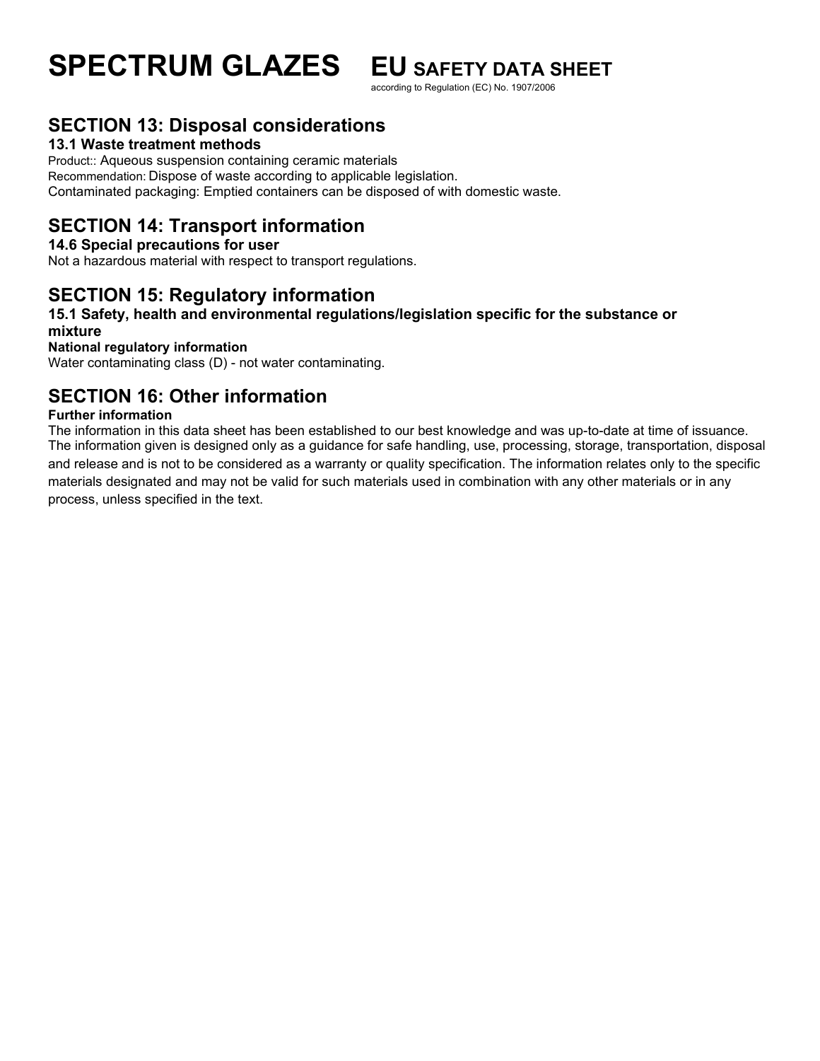# SPECTRUM GLAZES EU SAFETY DATA SHEET

according to Regulation (EC) No. 1907/2006

## SECTION 13: Disposal considerations

### 13.1 Waste treatment methods

Product:: Aqueous suspension containing ceramic materials
Recommendation: Dispose of waste according to applicable legislation.
Contaminated packaging: Emptied containers can be disposed of with domestic waste.

## SECTION 14: Transport information

### 14.6 Special precautions for user

Not a hazardous material with respect to transport regulations.

## SECTION 15: Regulatory information

### 15.1 Safety, health and environmental regulations/legislation specific for the substance or mixture

**National regulatory information**

Water contaminating class (D) - not water contaminating.

## SECTION 16: Other information

**Further information**

The information in this data sheet has been established to our best knowledge and was up-to-date at time of issuance. The information given is designed only as a guidance for safe handling, use, processing, storage, transportation, disposal and release and is not to be considered as a warranty or quality specification. The information relates only to the specific materials designated and may not be valid for such materials used in combination with any other materials or in any process, unless specified in the text.